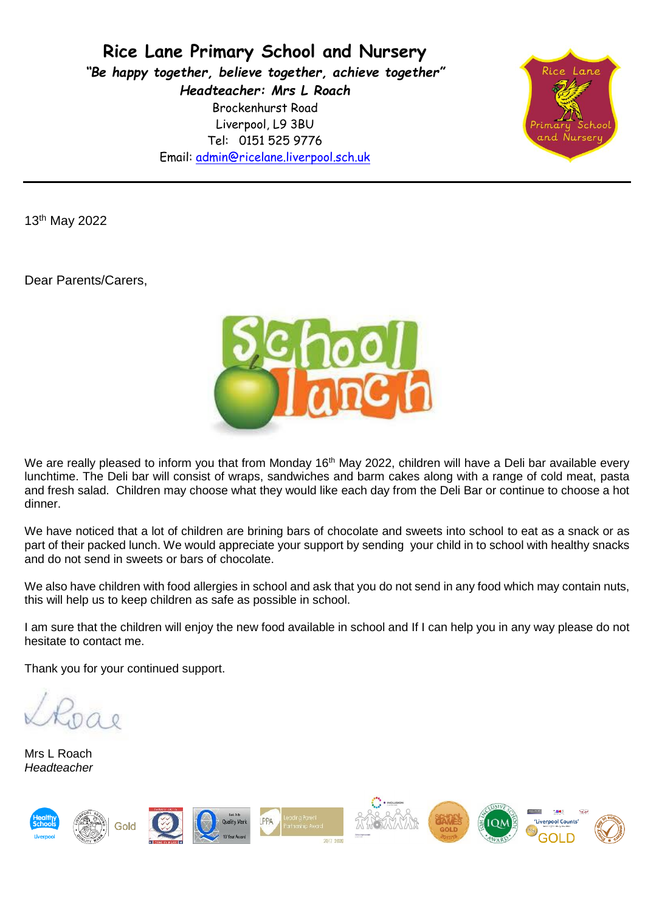# Rice Lane Primary School and Nursery

***"Be happy together, believe together, achieve together"***

***Headteacher: Mrs L Roach***

Brockenhurst Road
Liverpool, L9 3BU
Tel: 0151 525 9776
Email: admin@ricelane.liverpool.sch.uk

---

13th May 2022

Dear Parents/Carers,

We are really pleased to inform you that from Monday 16th May 2022, children will have a Deli bar available every lunchtime. The Deli bar will consist of wraps, sandwiches and barm cakes along with a range of cold meat, pasta and fresh salad. Children may choose what they would like each day from the Deli Bar or continue to choose a hot dinner.

We have noticed that a lot of children are brining bars of chocolate and sweets into school to eat as a snack or as part of their packed lunch. We would appreciate your support by sending your child in to school with healthy snacks and do not send in sweets or bars of chocolate.

We also have children with food allergies in school and ask that you do not send in any food which may contain nuts, this will help us to keep children as safe as possible in school.

I am sure that the children will enjoy the new food available in school and If I can help you in any way please do not hesitate to contact me.

Thank you for your continued support.

LRoach

Mrs L Roach
*Headteacher*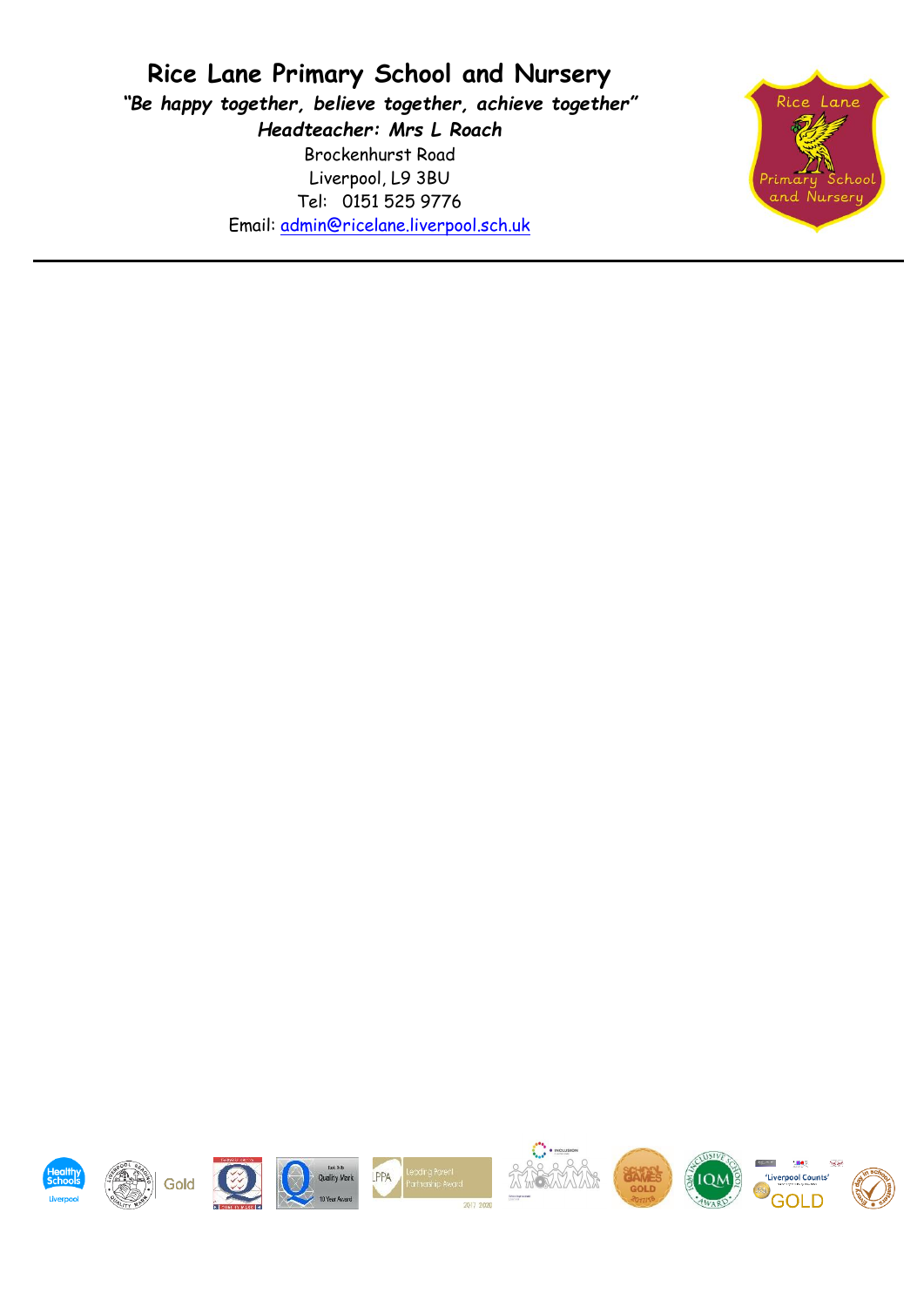# Rice Lane Primary School and Nursery

***"Be happy together, believe together, achieve together"***

***Headteacher: Mrs L Roach***

Brockenhurst Road

Liverpool, L9 3BU

Tel: 0151 525 9776

Email: admin@ricelane.liverpool.sch.uk